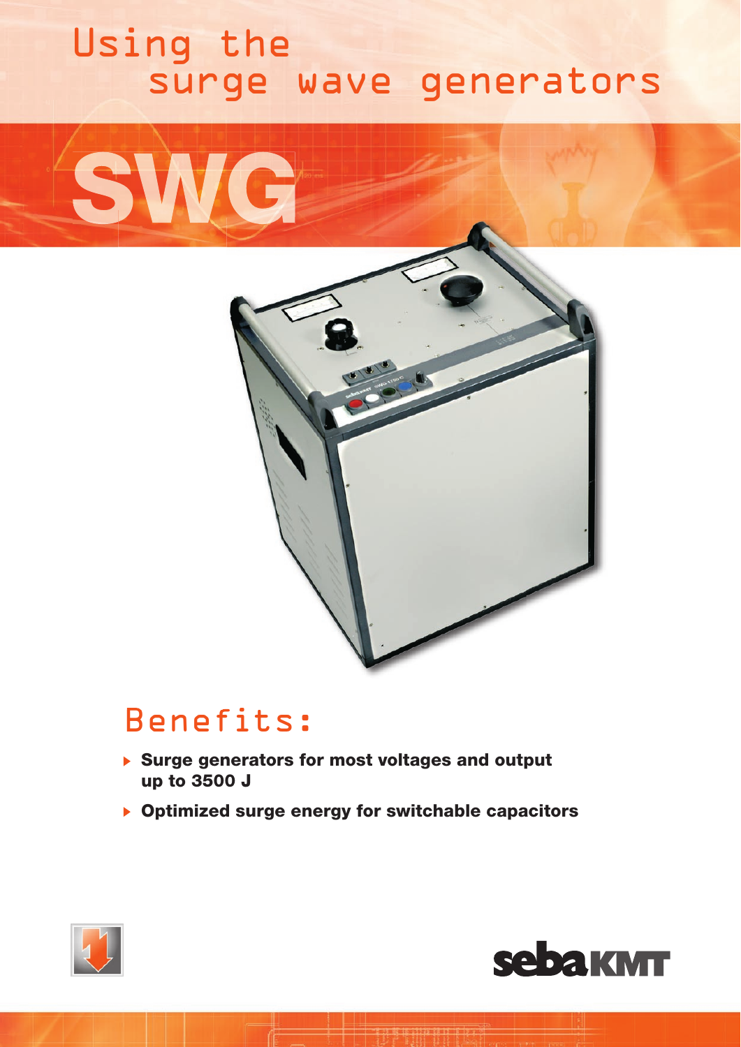# Using the surge wave generators

# SWG

## Benefits:

- **Surge generators for most voltages and output up to 3500 J**
- **Optimized surge energy for switchable capacitors**

sebaKMT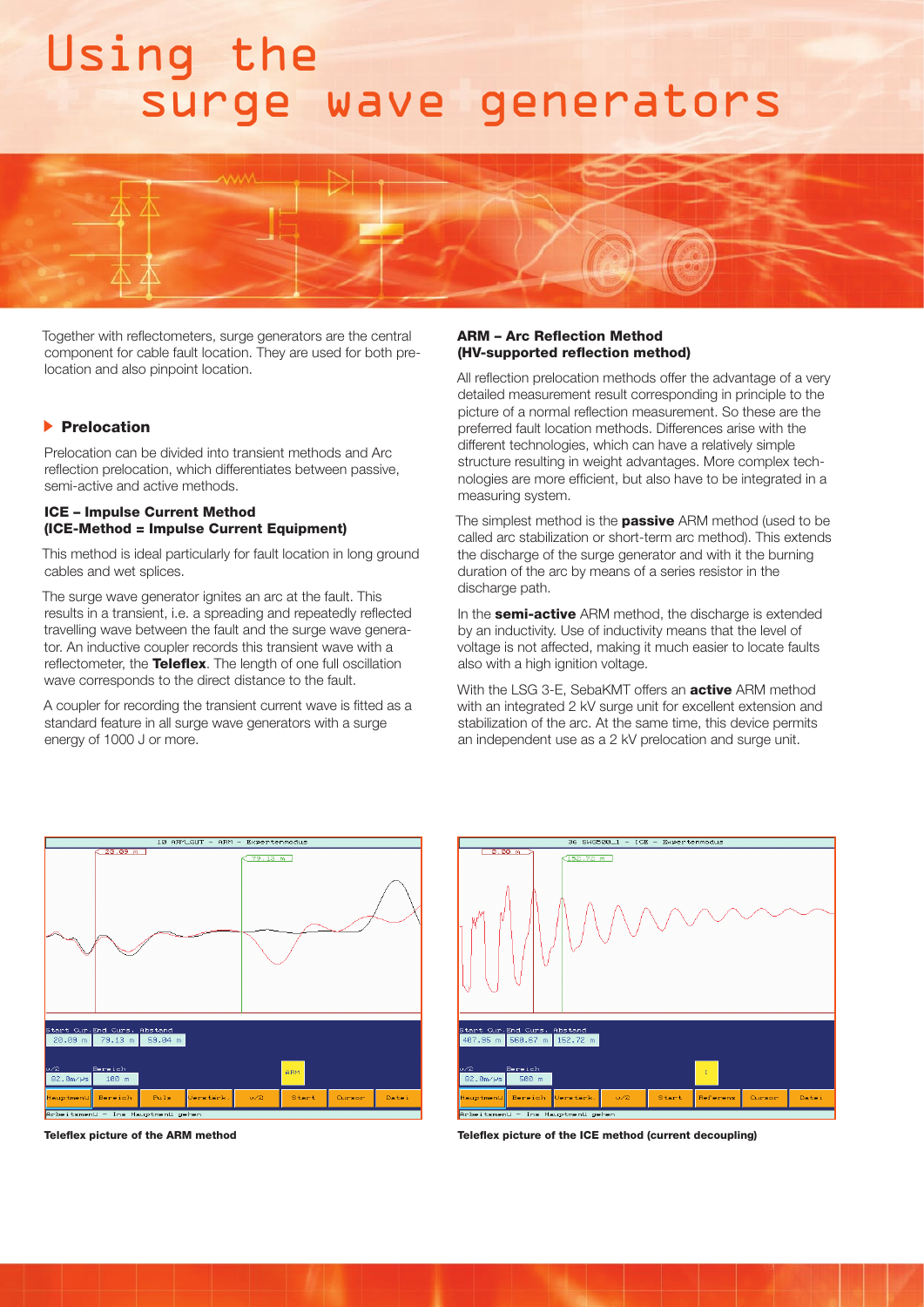# Using the surge wave generators

Together with reflectometers, surge generators are the central component for cable fault location. They are used for both prelocation and also pinpoint location.

## Prelocation

Prelocation can be divided into transient methods and Arc reflection prelocation, which differentiates between passive, semi-active and active methods.

### ICE – Impulse Current Method (ICE-Method = Impulse Current Equipment)

This method is ideal particularly for fault location in long ground cables and wet splices.

The surge wave generator ignites an arc at the fault. This results in a transient, i.e. a spreading and repeatedly reflected travelling wave between the fault and the surge wave generator. An inductive coupler records this transient wave with a reflectometer, the **Teleflex**. The length of one full oscillation wave corresponds to the direct distance to the fault.

A coupler for recording the transient current wave is fitted as a standard feature in all surge wave generators with a surge energy of 1000 J or more.

### ARM – Arc Reflection Method (HV-supported reflection method)

All reflection prelocation methods offer the advantage of a very detailed measurement result corresponding in principle to the picture of a normal reflection measurement. So these are the preferred fault location methods. Differences arise with the different technologies, which can have a relatively simple structure resulting in weight advantages. More complex technologies are more efficient, but also have to be integrated in a measuring system.

The simplest method is the **passive** ARM method (used to be called arc stabilization or short-term arc method). This extends the discharge of the surge generator and with it the burning duration of the arc by means of a series resistor in the discharge path.

In the **semi-active** ARM method, the discharge is extended by an inductivity. Use of inductivity means that the level of voltage is not affected, making it much easier to locate faults also with a high ignition voltage.

With the LSG 3-E, SebaKMT offers an **active** ARM method with an integrated 2 kV surge unit for excellent extension and stabilization of the arc. At the same time, this device permits an independent use as a 2 kV prelocation and surge unit.

**Teleflex picture of the ARM method**

**Teleflex picture of the ICE method (current decoupling)**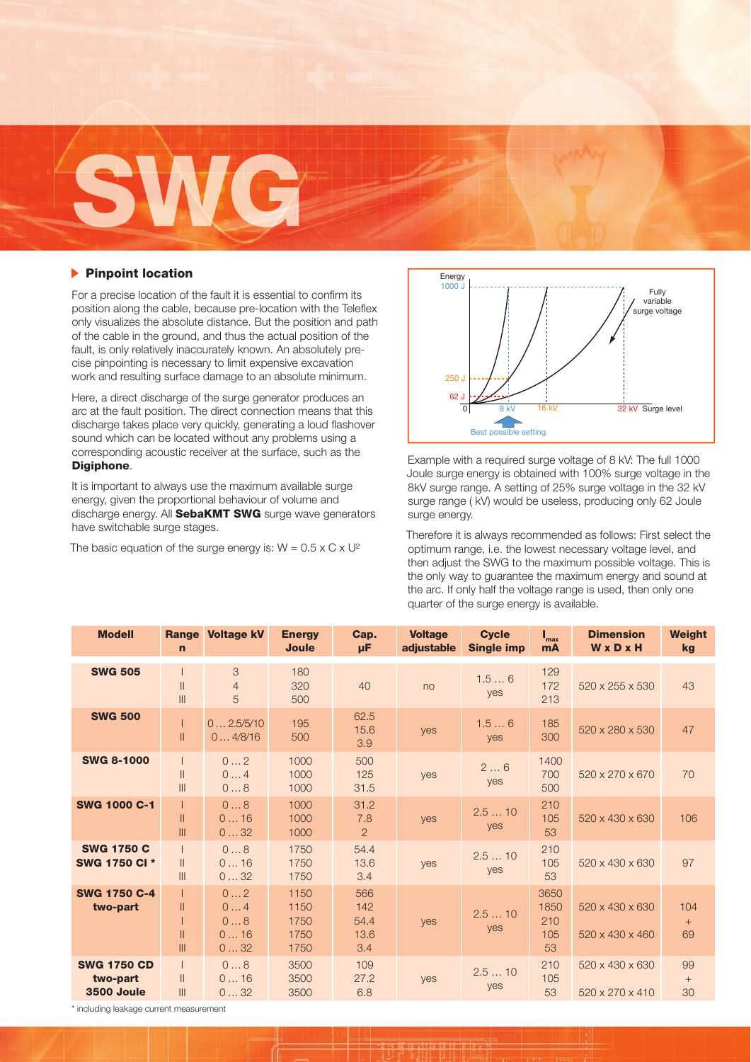# SWG

## Pinpoint location

For a precise location of the fault it is essential to confirm its position along the cable, because pre-location with the Teleflex only visualizes the absolute distance. But the position and path of the cable in the ground, and thus the actual position of the fault, is only relatively inaccurately known. An absolutely precise pinpointing is necessary to limit expensive excavation work and resulting surface damage to an absolute minimum.

Here, a direct discharge of the surge generator produces an arc at the fault position. The direct connection means that this discharge takes place very quickly, generating a loud flashover sound which can be located without any problems using a corresponding acoustic receiver at the surface, such as the **Digiphone**.

It is important to always use the maximum available surge energy, given the proportional behaviour of volume and discharge energy. All **SebaKMT SWG** surge wave generators have switchable surge stages.

The basic equation of the surge energy is: $W = 0.5 \times C \times U^2$

Energy
1000 J
250 J
62 J
0
8 kV 16 kV 32 kV Surge level
Fully variable surge voltage
Best possible setting

Example with a required surge voltage of 8 kV: The full 1000 Joule surge energy is obtained with 100% surge voltage in the 8kV surge range. A setting of 25% surge voltage in the 32 kV surge range ( kV) would be useless, producing only 62 Joule surge energy.

Therefore it is always recommended as follows: First select the optimum range, i.e. the lowest necessary voltage level, and then adjust the SWG to the maximum possible voltage. This is the only way to guarantee the maximum energy and sound at the arc. If only half the voltage range is used, then only one quarter of the surge energy is available.

| Modell | Range n | Voltage kV | Energy Joule | Cap. µF | Voltage adjustable | Cycle Single imp | $I_{max}$ mA | Dimension W x D x H | Weight kg |
|---|---|---|---|---|---|---|---|---|---|
| **SWG 505** | I<br>II<br>III | 3<br>4<br>5 | 180<br>320<br>500 | 40 | no | 1.5 … 6<br>yes | 129<br>172<br>213 | 520 x 255 x 530 | 43 |
| **SWG 500** | I<br>II | 0 … 2.5/5/10<br>0 … 4/8/16 | 195<br>500 | 62.5<br>15.6<br>3.9 | yes | 1.5 … 6<br>yes | 185<br>300 | 520 x 280 x 530 | 47 |
| **SWG 8-1000** | I<br>II<br>III | 0 … 2<br>0 … 4<br>0 … 8 | 1000<br>1000<br>1000 | 500<br>125<br>31.5 | yes | 2 … 6<br>yes | 1400<br>700<br>500 | 520 x 270 x 670 | 70 |
| **SWG 1000 C-1** | I<br>II<br>III | 0 … 8<br>0 … 16<br>0 … 32 | 1000<br>1000<br>1000 | 31.2<br>7.8<br>2 | yes | 2.5 … 10<br>yes | 210<br>105<br>53 | 520 x 430 x 630 | 106 |
| **SWG 1750 C**<br>**SWG 1750 CI \*** | I<br>II<br>III | 0 … 8<br>0 … 16<br>0 … 32 | 1750<br>1750<br>1750 | 54.4<br>13.6<br>3.4 | yes | 2.5 … 10<br>yes | 210<br>105<br>53 | 520 x 430 x 630 | 97 |
| **SWG 1750 C-4**<br>**two-part** | I<br>II<br>I<br>II<br>III | 0 … 2<br>0 … 4<br>0 … 8<br>0 … 16<br>0 … 32 | 1150<br>1150<br>1750<br>1750<br>1750 | 566<br>142<br>54.4<br>13.6<br>3.4 | yes | 2.5 … 10<br>yes | 3650<br>1850<br>210<br>105<br>53 | 520 x 430 x 630<br>520 x 430 x 460 | 104<br>+<br>69 |
| **SWG 1750 CD**<br>**two-part**<br>**3500 Joule** | I<br>II<br>III | 0 … 8<br>0 … 16<br>0 … 32 | 3500<br>3500<br>3500 | 109<br>27.2<br>6.8 | yes | 2.5 … 10<br>yes | 210<br>105<br>53 | 520 x 430 x 630<br>520 x 270 x 410 | 99<br>+<br>30 |

\* including leakage current measurement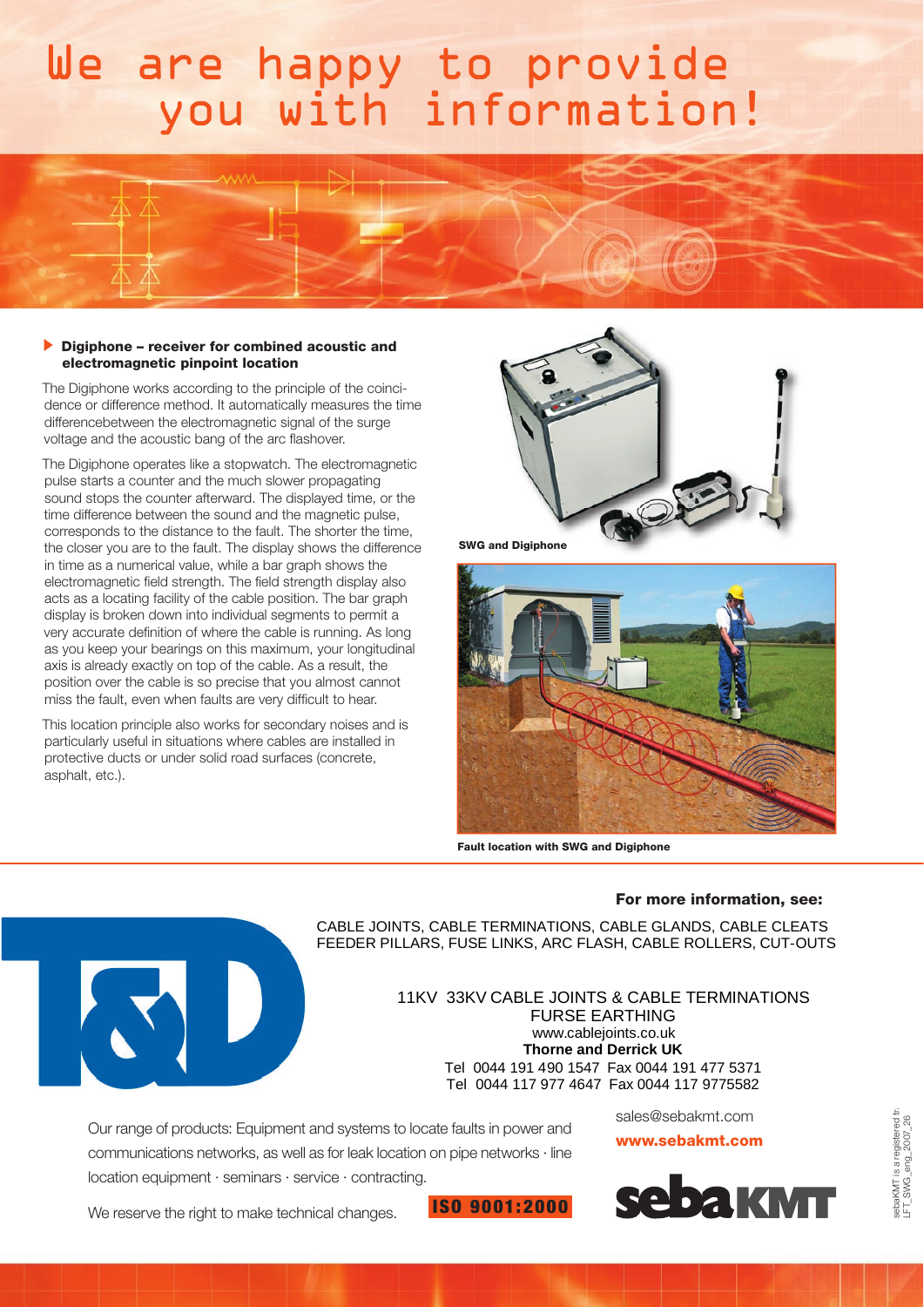# We are happy to provide you with information!

### Digiphone – receiver for combined acoustic and electromagnetic pinpoint location

The Digiphone works according to the principle of the coincidence or difference method. It automatically measures the time differencebetween the electromagnetic signal of the surge voltage and the acoustic bang of the arc flashover.

The Digiphone operates like a stopwatch. The electromagnetic pulse starts a counter and the much slower propagating sound stops the counter afterward. The displayed time, or the time difference between the sound and the magnetic pulse, corresponds to the distance to the fault. The shorter the time, the closer you are to the fault. The display shows the difference in time as a numerical value, while a bar graph shows the electromagnetic field strength. The field strength display also acts as a locating facility of the cable position. The bar graph display is broken down into individual segments to permit a very accurate definition of where the cable is running. As long as you keep your bearings on this maximum, your longitudinal axis is already exactly on top of the cable. As a result, the position over the cable is so precise that you almost cannot miss the fault, even when faults are very difficult to hear.

This location principle also works for secondary noises and is particularly useful in situations where cables are installed in protective ducts or under solid road surfaces (concrete, asphalt, etc.).

**SWG and Digiphone**

**Fault location with SWG and Digiphone**

**For more information, see:**

CABLE JOINTS, CABLE TERMINATIONS, CABLE GLANDS, CABLE CLEATS
FEEDER PILLARS, FUSE LINKS, ARC FLASH, CABLE ROLLERS, CUT-OUTS

11KV 33KV CABLE JOINTS & CABLE TERMINATIONS
FURSE EARTHING
www.cablejoints.co.uk
**Thorne and Derrick UK**
Tel 0044 191 490 1547 Fax 0044 191 477 5371
Tel 0044 117 977 4647 Fax 0044 117 9775582

Our range of products: Equipment and systems to locate faults in power and communications networks, as well as for leak location on pipe networks · line location equipment · seminars · service · contracting.

We reserve the right to make technical changes.

**ISO 9001:2000**

sales@sebakmt.com

**www.sebakmt.com**

sebaKMT

sebaKMT is a registered tr.
LFT_SWG_eng_2007_26